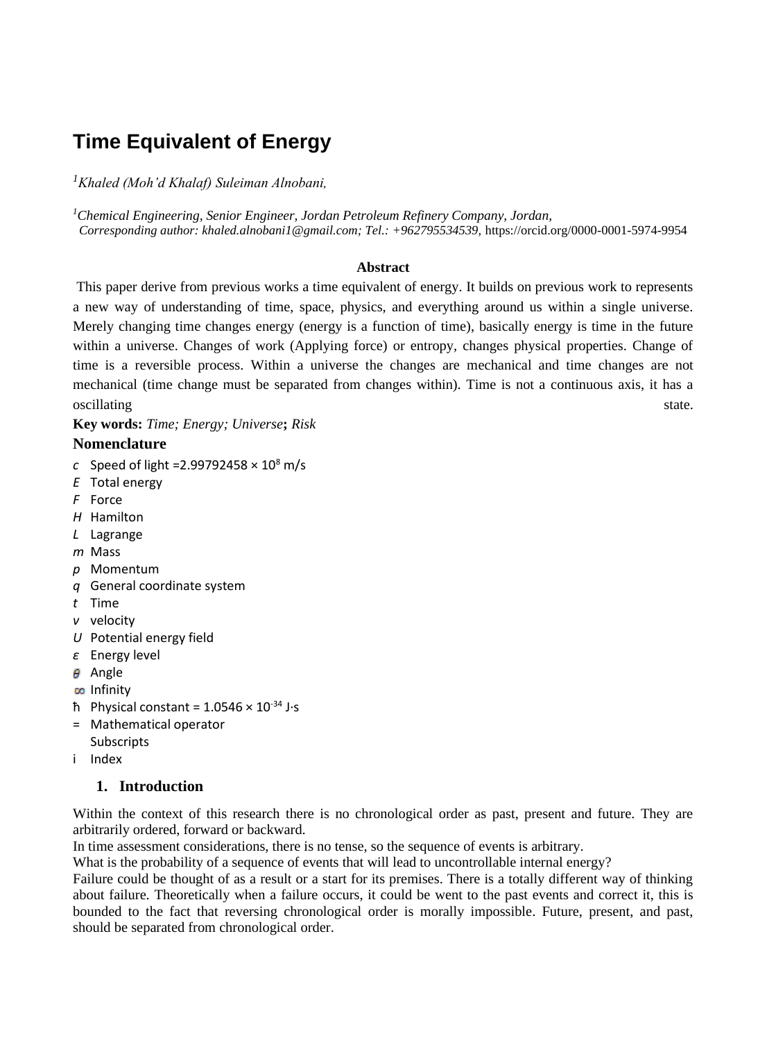# Time Equivalent of Energy

[1]*Khaled (Moh'd Khalaf) Suleiman Alnobani,*

[1]*Chemical Engineering, Senior Engineer, Jordan Petroleum Refinery Company, Jordan,*
*Corresponding author: khaled.alnobani1@gmail.com; Tel.: +962795534539,* https://orcid.org/0000-0001-5974-9954

**Abstract**

This paper derive from previous works a time equivalent of energy. It builds on previous work to represents a new way of understanding of time, space, physics, and everything around us within a single universe. Merely changing time changes energy (energy is a function of time), basically energy is time in the future within a universe. Changes of work (Applying force) or entropy, changes physical properties. Change of time is a reversible process. Within a universe the changes are mechanical and time changes are not mechanical (time change must be separated from changes within). Time is not a continuous axis, it has a oscillating state.

**Key words:** *Time; Energy; Universe***;** *Risk*

## Nomenclature

- $c$ Speed of light $=2.99792458 \times 10^{8}$ m/s
- $E$ Total energy
- $F$ Force
- $H$ Hamilton
- $L$ Lagrange
- $m$ Mass
- $p$ Momentum
- $q$ General coordinate system
- $t$ Time
- $v$ velocity
- $U$ Potential energy field
- $\varepsilon$ Energy level
- $\theta$ Angle
- $\infty$ Infinity
- $\hbar$ Physical constant $= 1.0546 \times 10^{-34}$ J·s
- $=$ Mathematical operator

Subscripts

- i Index

## 1. Introduction

Within the context of this research there is no chronological order as past, present and future. They are arbitrarily ordered, forward or backward.

In time assessment considerations, there is no tense, so the sequence of events is arbitrary.

What is the probability of a sequence of events that will lead to uncontrollable internal energy?

Failure could be thought of as a result or a start for its premises. There is a totally different way of thinking about failure. Theoretically when a failure occurs, it could be went to the past events and correct it, this is bounded to the fact that reversing chronological order is morally impossible. Future, present, and past, should be separated from chronological order.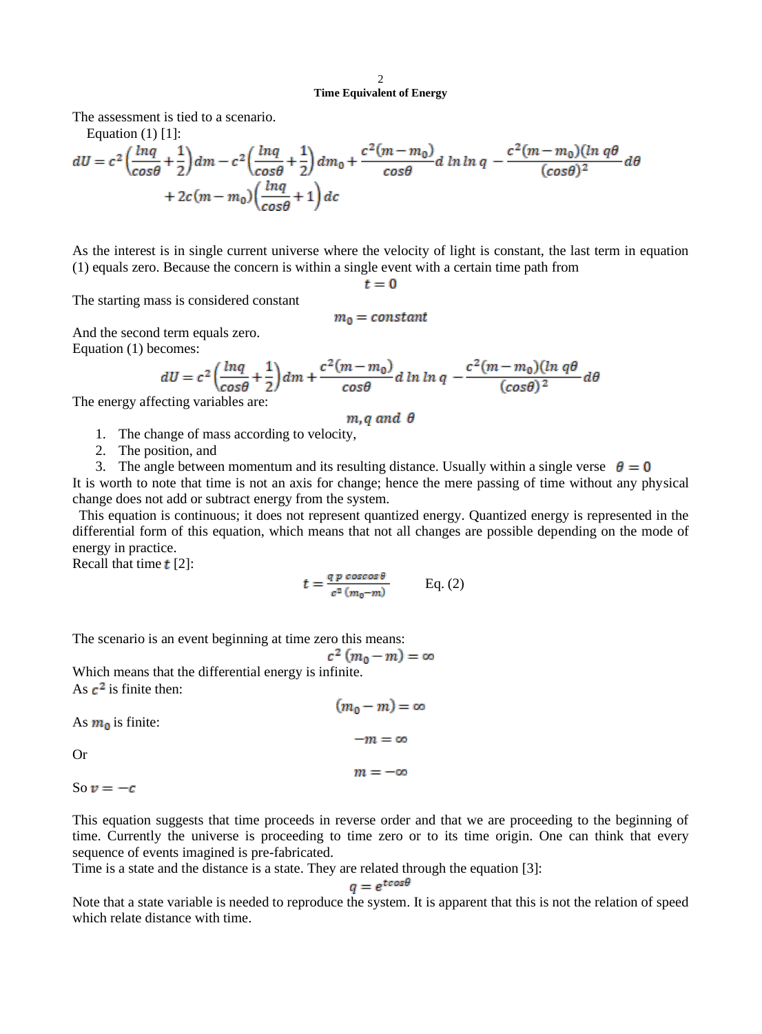**Time Equivalent of Energy**

The assessment is tied to a scenario.

Equation (1) [1]:

$$dU = c^2\left(\frac{lnq}{cos\theta}+\frac{1}{2}\right)dm - c^2\left(\frac{lnq}{cos\theta}+\frac{1}{2}\right)dm_0 + \frac{c^2(m-m_0)}{cos\theta}d\ ln\ln q - \frac{c^2(m-m_0)(ln\ q\theta}{(cos\theta)^2}d\theta + 2c(m-m_0)\left(\frac{lnq}{cos\theta}+1\right)dc$$

As the interest is in single current universe where the velocity of light is constant, the last term in equation (1) equals zero. Because the concern is within a single event with a certain time path from

$$t = 0$$

The starting mass is considered constant

$$m_0 = constant$$

And the second term equals zero.
Equation (1) becomes:

$$dU = c^2\left(\frac{lnq}{cos\theta}+\frac{1}{2}\right)dm + \frac{c^2(m-m_0)}{cos\theta}d\ ln\ln q - \frac{c^2(m-m_0)(ln\ q\theta}{(cos\theta)^2}d\theta$$

The energy affecting variables are:

$$m, q\ and\ \theta$$

1. The change of mass according to velocity,
2. The position, and
3. The angle between momentum and its resulting distance. Usually within a single verse $\theta = 0$

It is worth to note that time is not an axis for change; hence the mere passing of time without any physical change does not add or subtract energy from the system.

This equation is continuous; it does not represent quantized energy. Quantized energy is represented in the differential form of this equation, which means that not all changes are possible depending on the mode of energy in practice.

Recall that time $t$ [2]:

$$t = \frac{q\ p\ coscos\theta}{c^2\ (m_0 - m)} \qquad \text{Eq. (2)}$$

The scenario is an event beginning at time zero this means:

$$c^2\ (m_0 - m) = \infty$$

Which means that the differential energy is infinite.

As $c^2$ is finite then:

$$(m_0 - m) = \infty$$

As $m_0$ is finite:

$$-m = \infty$$

Or

$$m = -\infty$$

So $v = -c$

This equation suggests that time proceeds in reverse order and that we are proceeding to the beginning of time. Currently the universe is proceeding to time zero or to its time origin. One can think that every sequence of events imagined is pre-fabricated.

Time is a state and the distance is a state. They are related through the equation [3]:

$$q = e^{tcos\theta}$$

Note that a state variable is needed to reproduce the system. It is apparent that this is not the relation of speed which relate distance with time.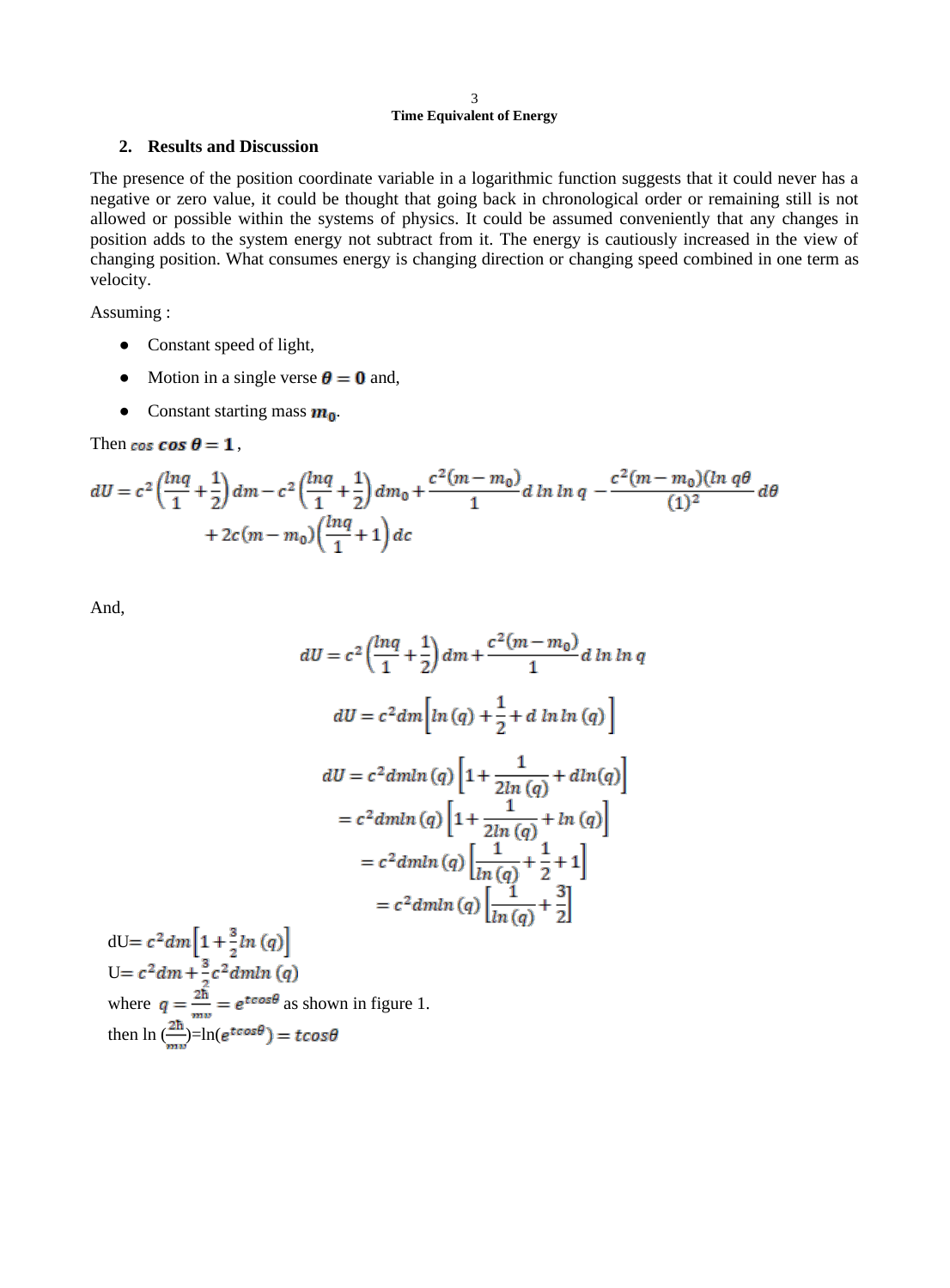## 2. Results and Discussion

The presence of the position coordinate variable in a logarithmic function suggests that it could never has a negative or zero value, it could be thought that going back in chronological order or remaining still is not allowed or possible within the systems of physics. It could be assumed conveniently that any changes in position adds to the system energy not subtract from it. The energy is cautiously increased in the view of changing position. What consumes energy is changing direction or changing speed combined in one term as velocity.

Assuming :

- Constant speed of light,
- Motion in a single verse $\boldsymbol{\theta = 0}$ and,
- Constant starting mass $\boldsymbol{m_0}$.

Then $\cos \boldsymbol{\cos \theta = 1}$,

$$dU = c^2\left(\frac{lnq}{1}+\frac{1}{2}\right)dm - c^2\left(\frac{lnq}{1}+\frac{1}{2}\right)dm_0 + \frac{c^2(m-m_0)}{1}d\ln\ln q - \frac{c^2(m-m_0)(\ln q\theta}{(1)^2}d\theta + 2c(m-m_0)\left(\frac{lnq}{1}+1\right)dc$$

And,

$$dU = c^2\left(\frac{lnq}{1}+\frac{1}{2}\right)dm + \frac{c^2(m-m_0)}{1}d\ln\ln q$$

$$dU = c^2 dm\left[\ln(q) + \frac{1}{2} + d\ln\ln(q)\right]$$

$$dU = c^2 dm ln(q)\left[1+\frac{1}{2ln(q)}+dln(q)\right]$$

$$= c^2 dm ln(q)\left[1+\frac{1}{2ln(q)}+ln(q)\right]$$

$$= c^2 dm ln(q)\left[\frac{1}{ln(q)}+\frac{1}{2}+1\right]$$

$$= c^2 dm ln(q)\left[\frac{1}{ln(q)}+\frac{3}{2}\right]$$

dU= $c^2 dm\left[1+\frac{3}{2}ln(q)\right]$

U= $c^2 dm + \frac{3}{2}c^2 dm ln(q)$

where $q = \frac{2\hbar}{mv} = e^{t\cos\theta}$ as shown in figure 1.

then ln $(\frac{2\hbar}{mv})$=ln($e^{t\cos\theta}$) $= t\cos\theta$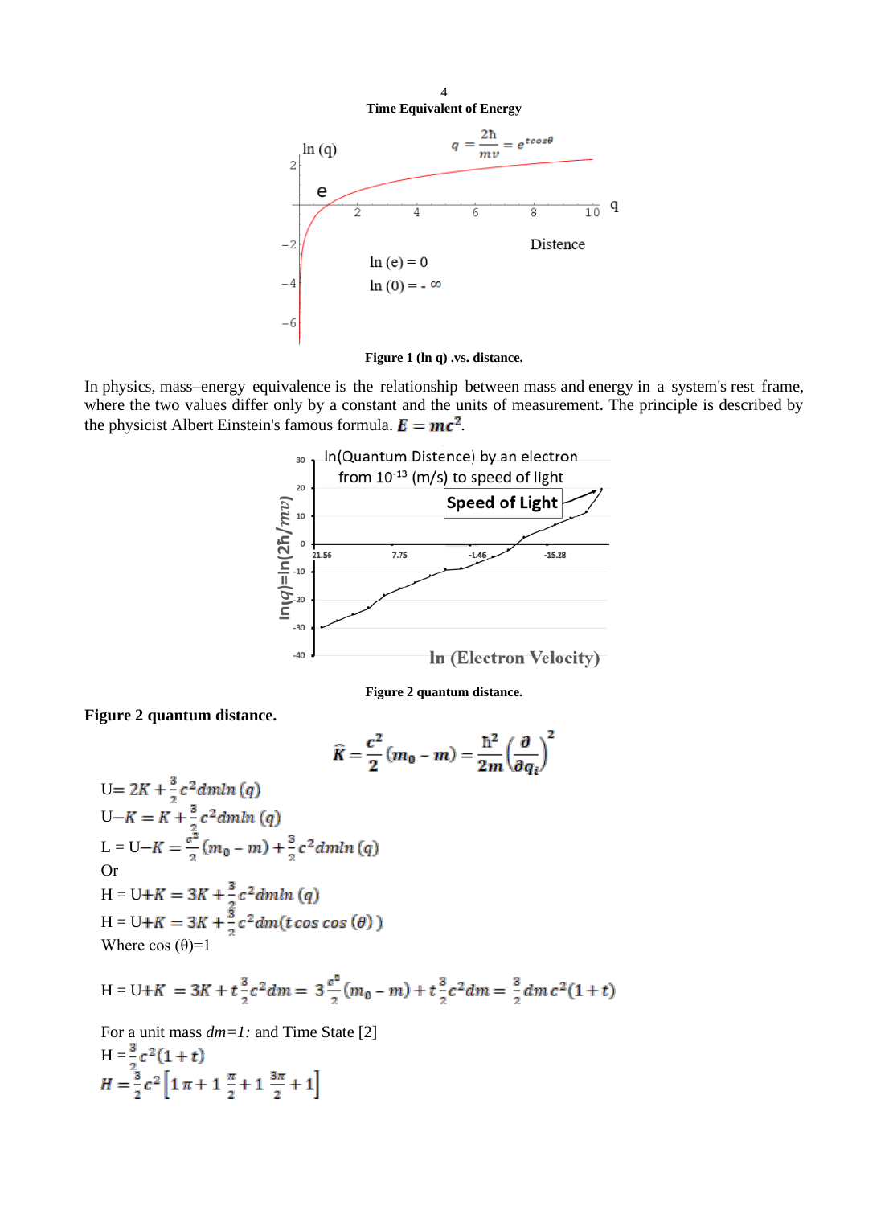**Time Equivalent of Energy**

ln (q)

$q = \frac{2\hbar}{mv} = e^{t\cos\theta}$

2

e

−2

−4

−6

2 4 6 8 10 q

Distence

ln (e) = 0

ln (0) = - ∞

**Figure 1 (ln q) .vs. distance.**

In physics, mass–energy equivalence is the relationship between mass and energy in a system's rest frame, where the two values differ only by a constant and the units of measurement. The principle is described by the physicist Albert Einstein's famous formula. $\boldsymbol{E = mc^2}$.

ln(Quantum Distence) by an electron from $10^{-13}$ (m/s) to speed of light

Speed of Light

ln(q)=ln(2ħ/mv)

30

20

10

0

-10

-20

-30

-40

21.56 7.75 -1.46 -15.28

ln (Electron Velocity)

**Figure 2 quantum distance.**

**Figure 2 quantum distance.**

$$\widehat{K} = \frac{c^2}{2}(m_0 - m) = \frac{\hbar^2}{2m}\left(\frac{\partial}{\partial q_i}\right)^2$$

U= $2K + \frac{3}{2}c^2 dm \ln(q)$

U−$K = K + \frac{3}{2}c^2 dm \ln(q)$

L = U−$K = \frac{c^2}{2}(m_0 - m) + \frac{3}{2}c^2 dm \ln(q)$

Or

H = U+$K = 3K + \frac{3}{2}c^2 dm \ln(q)$

H = U+$K = 3K + \frac{3}{2}c^2 dm(t \cos\cos(\theta))$

Where cos (θ)=1

H = U+$K = 3K + t\frac{3}{2}c^2 dm = 3\frac{c^2}{2}(m_0 - m) + t\frac{3}{2}c^2 dm = \frac{3}{2}dm\, c^2(1+t)$

For a unit mass *dm=1:* and Time State [2]

H = $\frac{3}{2}c^2(1+t)$

$H = \frac{3}{2}c^2\left[1\pi + 1\ \frac{\pi}{2} + 1\ \frac{3\pi}{2} + 1\right]$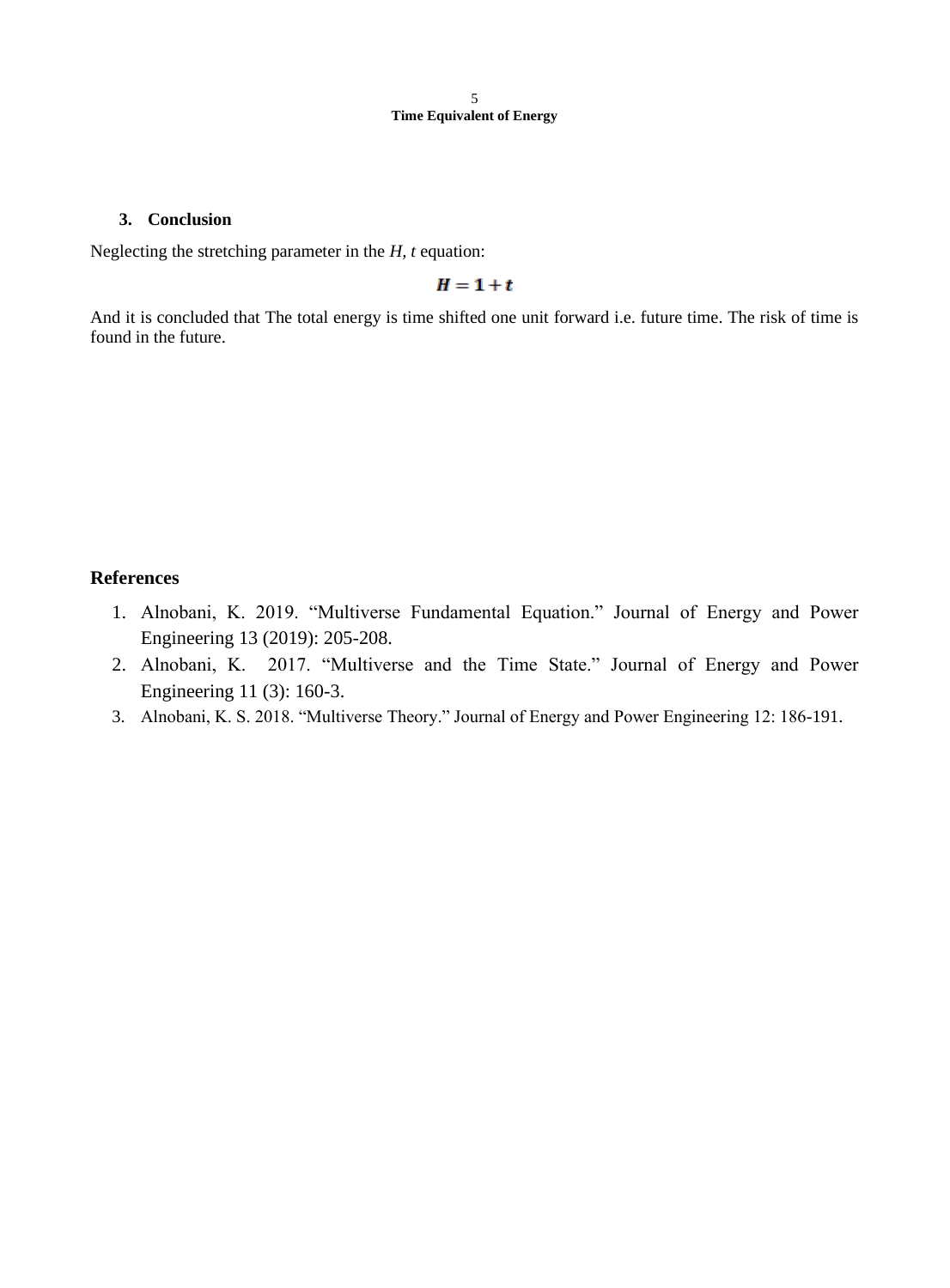## 3. Conclusion

Neglecting the stretching parameter in the *H, t* equation:

$$\boldsymbol{H = 1 + t}$$

And it is concluded that The total energy is time shifted one unit forward i.e. future time. The risk of time is found in the future.

## References

1. Alnobani, K. 2019. "Multiverse Fundamental Equation." Journal of Energy and Power Engineering 13 (2019): 205-208.
2. Alnobani, K. 2017. "Multiverse and the Time State." Journal of Energy and Power Engineering 11 (3): 160-3.
3. Alnobani, K. S. 2018. "Multiverse Theory." Journal of Energy and Power Engineering 12: 186-191.